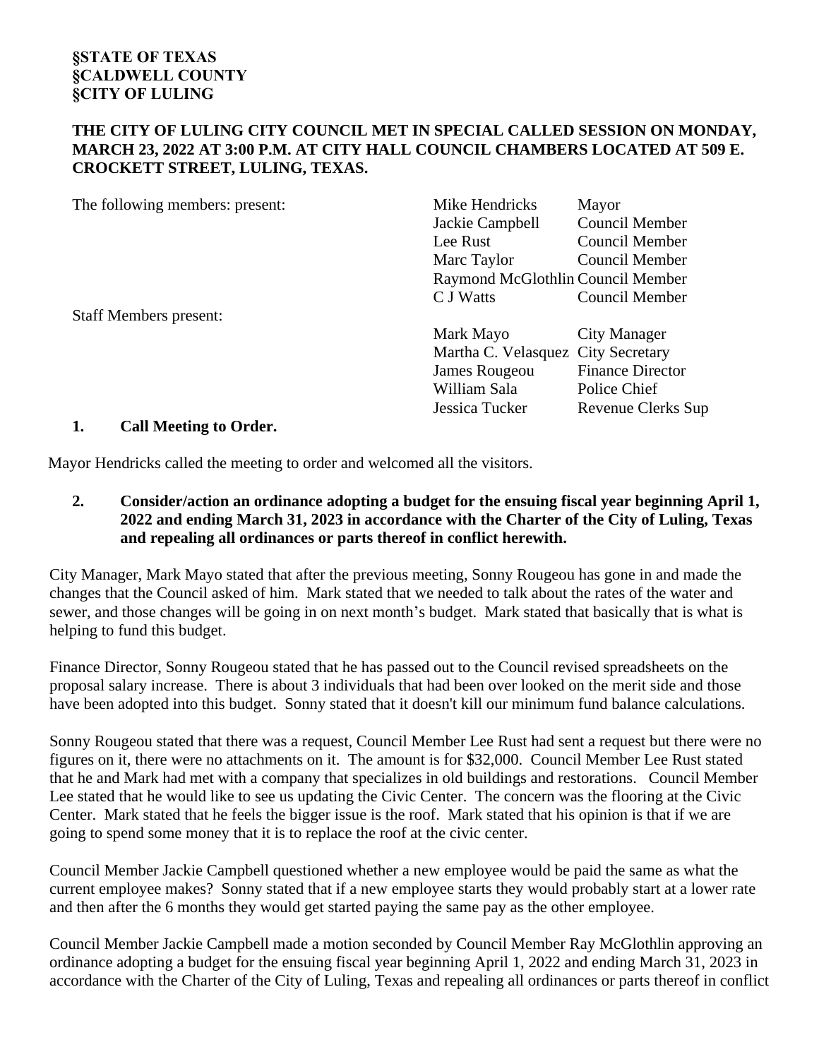**§STATE OF TEXAS**
**§CALDWELL COUNTY**
**§CITY OF LULING**

**THE CITY OF LULING CITY COUNCIL MET IN SPECIAL CALLED SESSION ON MONDAY, MARCH 23, 2022 AT 3:00 P.M. AT CITY HALL COUNCIL CHAMBERS LOCATED AT 509 E. CROCKETT STREET, LULING, TEXAS.**

The following members: present:

| | |
|---|---|
| Mike Hendricks | Mayor |
| Jackie Campbell | Council Member |
| Lee Rust | Council Member |
| Marc Taylor | Council Member |
| Raymond McGlothlin | Council Member |
| C J Watts | Council Member |

Staff Members present:

| | |
|---|---|
| Mark Mayo | City Manager |
| Martha C. Velasquez | City Secretary |
| James Rougeou | Finance Director |
| William Sala | Police Chief |
| Jessica Tucker | Revenue Clerks Sup |

**1. Call Meeting to Order.**

Mayor Hendricks called the meeting to order and welcomed all the visitors.

**2. Consider/action an ordinance adopting a budget for the ensuing fiscal year beginning April 1, 2022 and ending March 31, 2023 in accordance with the Charter of the City of Luling, Texas and repealing all ordinances or parts thereof in conflict herewith.**

City Manager, Mark Mayo stated that after the previous meeting, Sonny Rougeou has gone in and made the changes that the Council asked of him. Mark stated that we needed to talk about the rates of the water and sewer, and those changes will be going in on next month's budget. Mark stated that basically that is what is helping to fund this budget.

Finance Director, Sonny Rougeou stated that he has passed out to the Council revised spreadsheets on the proposal salary increase. There is about 3 individuals that had been over looked on the merit side and those have been adopted into this budget. Sonny stated that it doesn't kill our minimum fund balance calculations.

Sonny Rougeou stated that there was a request, Council Member Lee Rust had sent a request but there were no figures on it, there were no attachments on it. The amount is for $32,000. Council Member Lee Rust stated that he and Mark had met with a company that specializes in old buildings and restorations. Council Member Lee stated that he would like to see us updating the Civic Center. The concern was the flooring at the Civic Center. Mark stated that he feels the bigger issue is the roof. Mark stated that his opinion is that if we are going to spend some money that it is to replace the roof at the civic center.

Council Member Jackie Campbell questioned whether a new employee would be paid the same as what the current employee makes? Sonny stated that if a new employee starts they would probably start at a lower rate and then after the 6 months they would get started paying the same pay as the other employee.

Council Member Jackie Campbell made a motion seconded by Council Member Ray McGlothlin approving an ordinance adopting a budget for the ensuing fiscal year beginning April 1, 2022 and ending March 31, 2023 in accordance with the Charter of the City of Luling, Texas and repealing all ordinances or parts thereof in conflict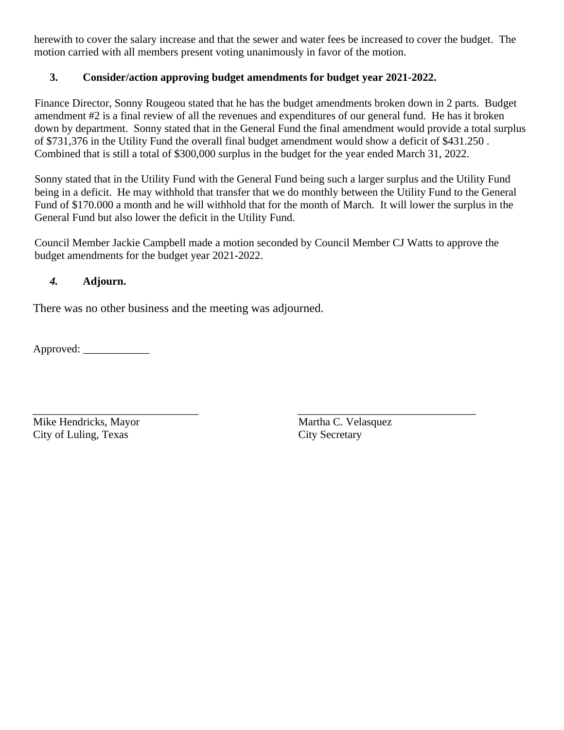herewith to cover the salary increase and that the sewer and water fees be increased to cover the budget. The motion carried with all members present voting unanimously in favor of the motion.

**3. Consider/action approving budget amendments for budget year 2021-2022.**

Finance Director, Sonny Rougeou stated that he has the budget amendments broken down in 2 parts. Budget amendment #2 is a final review of all the revenues and expenditures of our general fund. He has it broken down by department. Sonny stated that in the General Fund the final amendment would provide a total surplus of $731,376 in the Utility Fund the overall final budget amendment would show a deficit of $431.250 . Combined that is still a total of $300,000 surplus in the budget for the year ended March 31, 2022.

Sonny stated that in the Utility Fund with the General Fund being such a larger surplus and the Utility Fund being in a deficit. He may withhold that transfer that we do monthly between the Utility Fund to the General Fund of $170.000 a month and he will withhold that for the month of March. It will lower the surplus in the General Fund but also lower the deficit in the Utility Fund.

Council Member Jackie Campbell made a motion seconded by Council Member CJ Watts to approve the budget amendments for the budget year 2021-2022.

***4.*** **Adjourn.**

There was no other business and the meeting was adjourned.

Approved: ____________

_______________________________ _________________________________

Mike Hendricks, Mayor
City of Luling, Texas

Martha C. Velasquez
City Secretary